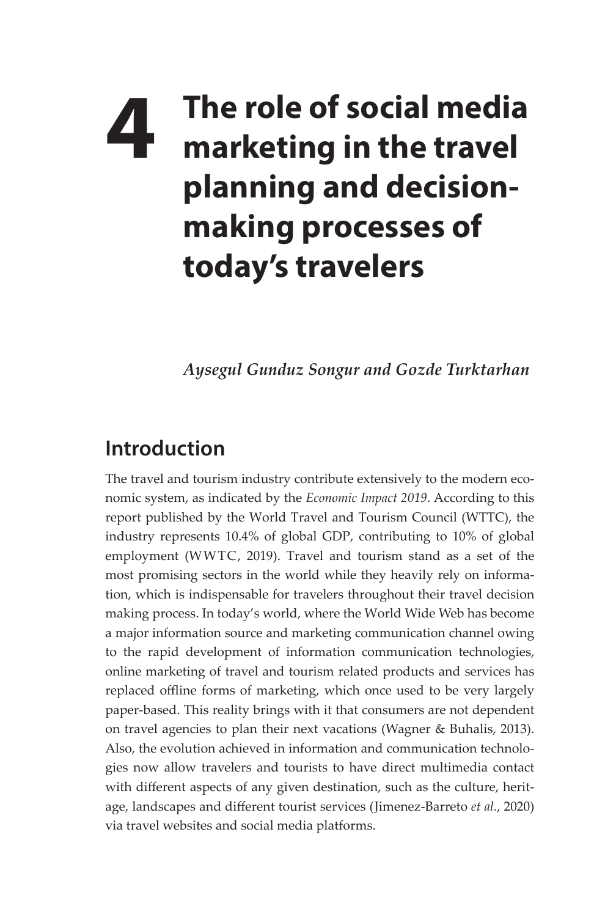# 4 The role of social media marketing in the travel planning and decision-making processes of today's travelers

*Aysegul Gunduz Songur and Gozde Turktarhan*

## Introduction

The travel and tourism industry contribute extensively to the modern economic system, as indicated by the *Economic Impact 2019*. According to this report published by the World Travel and Tourism Council (WTTC), the industry represents 10.4% of global GDP, contributing to 10% of global employment (WWTC, 2019). Travel and tourism stand as a set of the most promising sectors in the world while they heavily rely on information, which is indispensable for travelers throughout their travel decision making process. In today's world, where the World Wide Web has become a major information source and marketing communication channel owing to the rapid development of information communication technologies, online marketing of travel and tourism related products and services has replaced offline forms of marketing, which once used to be very largely paper-based. This reality brings with it that consumers are not dependent on travel agencies to plan their next vacations (Wagner & Buhalis, 2013). Also, the evolution achieved in information and communication technologies now allow travelers and tourists to have direct multimedia contact with different aspects of any given destination, such as the culture, heritage, landscapes and different tourist services (Jimenez-Barreto *et al.*, 2020) via travel websites and social media platforms.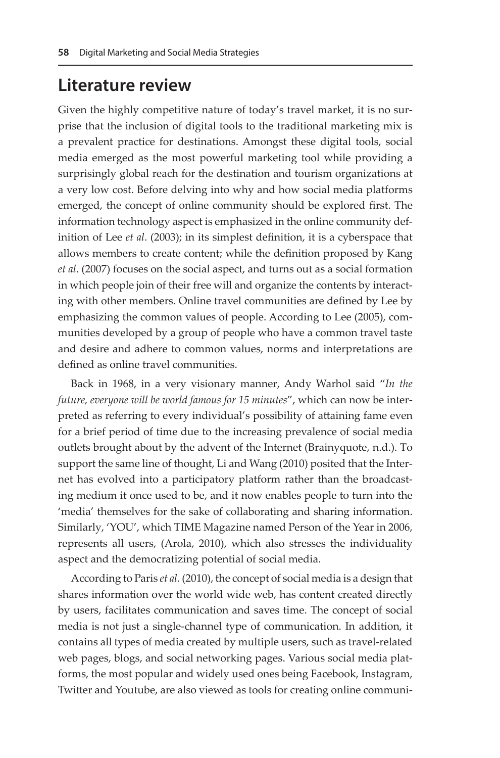## Literature review

Given the highly competitive nature of today's travel market, it is no surprise that the inclusion of digital tools to the traditional marketing mix is a prevalent practice for destinations. Amongst these digital tools, social media emerged as the most powerful marketing tool while providing a surprisingly global reach for the destination and tourism organizations at a very low cost. Before delving into why and how social media platforms emerged, the concept of online community should be explored first. The information technology aspect is emphasized in the online community definition of Lee *et al*. (2003); in its simplest definition, it is a cyberspace that allows members to create content; while the definition proposed by Kang *et al*. (2007) focuses on the social aspect, and turns out as a social formation in which people join of their free will and organize the contents by interacting with other members. Online travel communities are defined by Lee by emphasizing the common values of people. According to Lee (2005), communities developed by a group of people who have a common travel taste and desire and adhere to common values, norms and interpretations are defined as online travel communities.

Back in 1968, in a very visionary manner, Andy Warhol said "*In the future, everyone will be world famous for 15 minutes*", which can now be interpreted as referring to every individual's possibility of attaining fame even for a brief period of time due to the increasing prevalence of social media outlets brought about by the advent of the Internet (Brainyquote, n.d.). To support the same line of thought, Li and Wang (2010) posited that the Internet has evolved into a participatory platform rather than the broadcasting medium it once used to be, and it now enables people to turn into the 'media' themselves for the sake of collaborating and sharing information. Similarly, 'YOU', which TIME Magazine named Person of the Year in 2006, represents all users, (Arola, 2010), which also stresses the individuality aspect and the democratizing potential of social media.

According to Paris *et al.* (2010), the concept of social media is a design that shares information over the world wide web, has content created directly by users, facilitates communication and saves time. The concept of social media is not just a single-channel type of communication. In addition, it contains all types of media created by multiple users, such as travel-related web pages, blogs, and social networking pages. Various social media platforms, the most popular and widely used ones being Facebook, Instagram, Twitter and Youtube, are also viewed as tools for creating online communi-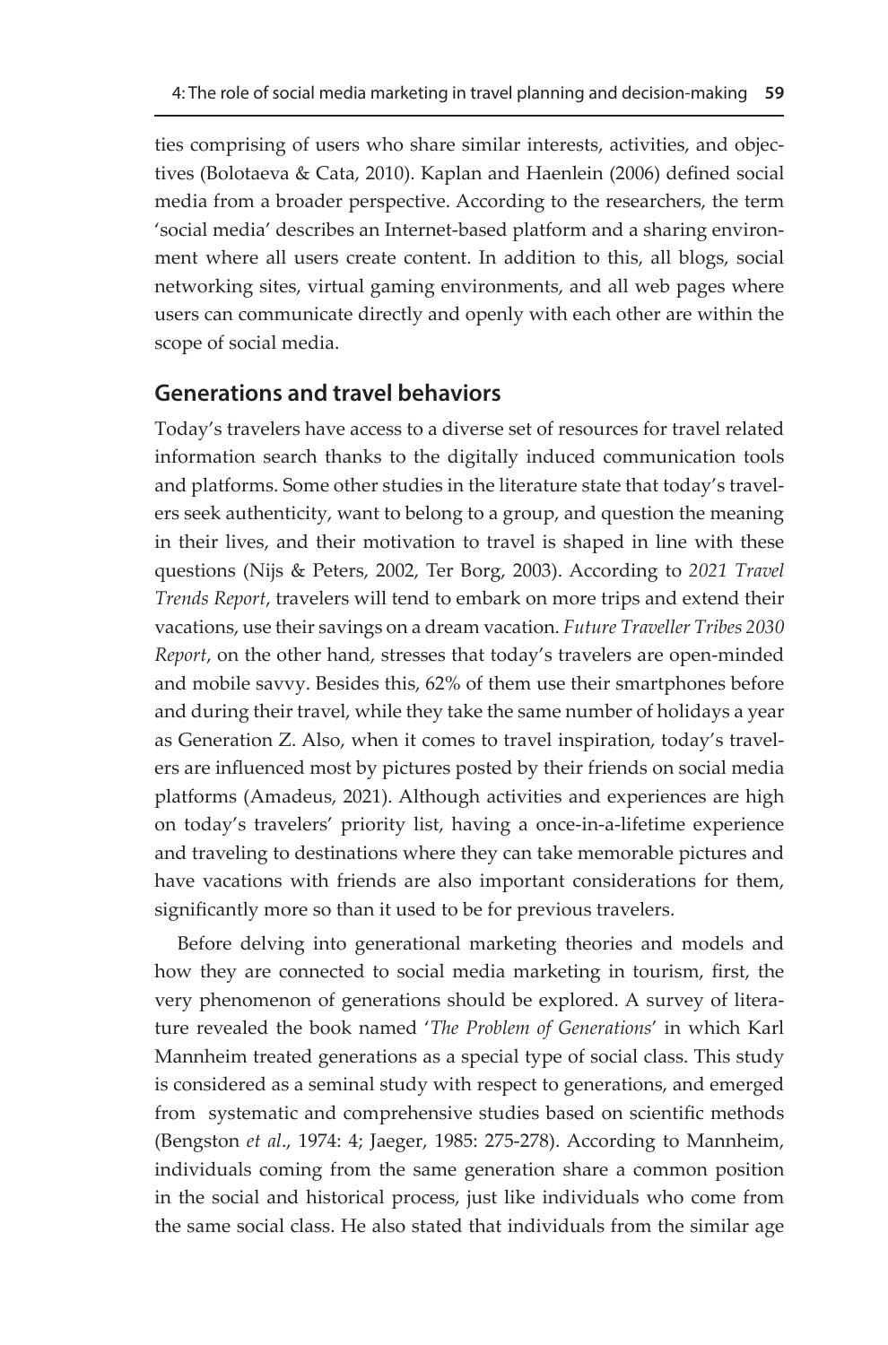ties comprising of users who share similar interests, activities, and objectives (Bolotaeva & Cata, 2010). Kaplan and Haenlein (2006) defined social media from a broader perspective. According to the researchers, the term 'social media' describes an Internet-based platform and a sharing environment where all users create content. In addition to this, all blogs, social networking sites, virtual gaming environments, and all web pages where users can communicate directly and openly with each other are within the scope of social media.

## Generations and travel behaviors

Today's travelers have access to a diverse set of resources for travel related information search thanks to the digitally induced communication tools and platforms. Some other studies in the literature state that today's travelers seek authenticity, want to belong to a group, and question the meaning in their lives, and their motivation to travel is shaped in line with these questions (Nijs & Peters, 2002, Ter Borg, 2003). According to *2021 Travel Trends Report*, travelers will tend to embark on more trips and extend their vacations, use their savings on a dream vacation. *Future Traveller Tribes 2030 Report*, on the other hand, stresses that today's travelers are open-minded and mobile savvy. Besides this, 62% of them use their smartphones before and during their travel, while they take the same number of holidays a year as Generation Z. Also, when it comes to travel inspiration, today's travelers are influenced most by pictures posted by their friends on social media platforms (Amadeus, 2021). Although activities and experiences are high on today's travelers' priority list, having a once-in-a-lifetime experience and traveling to destinations where they can take memorable pictures and have vacations with friends are also important considerations for them, significantly more so than it used to be for previous travelers.

Before delving into generational marketing theories and models and how they are connected to social media marketing in tourism, first, the very phenomenon of generations should be explored. A survey of literature revealed the book named '*The Problem of Generations*' in which Karl Mannheim treated generations as a special type of social class. This study is considered as a seminal study with respect to generations, and emerged from systematic and comprehensive studies based on scientific methods (Bengston *et al*., 1974: 4; Jaeger, 1985: 275-278). According to Mannheim, individuals coming from the same generation share a common position in the social and historical process, just like individuals who come from the same social class. He also stated that individuals from the similar age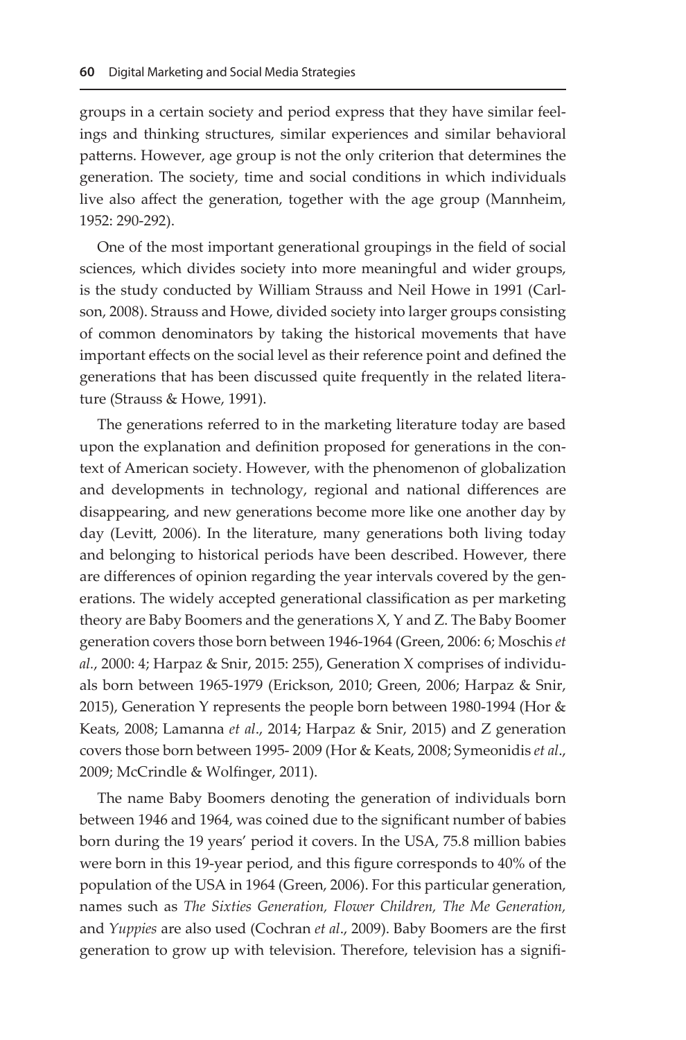groups in a certain society and period express that they have similar feelings and thinking structures, similar experiences and similar behavioral patterns. However, age group is not the only criterion that determines the generation. The society, time and social conditions in which individuals live also affect the generation, together with the age group (Mannheim, 1952: 290-292).

One of the most important generational groupings in the field of social sciences, which divides society into more meaningful and wider groups, is the study conducted by William Strauss and Neil Howe in 1991 (Carlson, 2008). Strauss and Howe, divided society into larger groups consisting of common denominators by taking the historical movements that have important effects on the social level as their reference point and defined the generations that has been discussed quite frequently in the related literature (Strauss & Howe, 1991).

The generations referred to in the marketing literature today are based upon the explanation and definition proposed for generations in the context of American society. However, with the phenomenon of globalization and developments in technology, regional and national differences are disappearing, and new generations become more like one another day by day (Levitt, 2006). In the literature, many generations both living today and belonging to historical periods have been described. However, there are differences of opinion regarding the year intervals covered by the generations. The widely accepted generational classification as per marketing theory are Baby Boomers and the generations X, Y and Z. The Baby Boomer generation covers those born between 1946-1964 (Green, 2006: 6; Moschis *et al*., 2000: 4; Harpaz & Snir, 2015: 255), Generation X comprises of individuals born between 1965-1979 (Erickson, 2010; Green, 2006; Harpaz & Snir, 2015), Generation Y represents the people born between 1980-1994 (Hor & Keats, 2008; Lamanna *et al*., 2014; Harpaz & Snir, 2015) and Z generation covers those born between 1995- 2009 (Hor & Keats, 2008; Symeonidis *et al*., 2009; McCrindle & Wolfinger, 2011).

The name Baby Boomers denoting the generation of individuals born between 1946 and 1964, was coined due to the significant number of babies born during the 19 years' period it covers. In the USA, 75.8 million babies were born in this 19-year period, and this figure corresponds to 40% of the population of the USA in 1964 (Green, 2006). For this particular generation, names such as *The Sixties Generation, Flower Children, The Me Generation,* and *Yuppies* are also used (Cochran *et al*., 2009). Baby Boomers are the first generation to grow up with television. Therefore, television has a signifi-